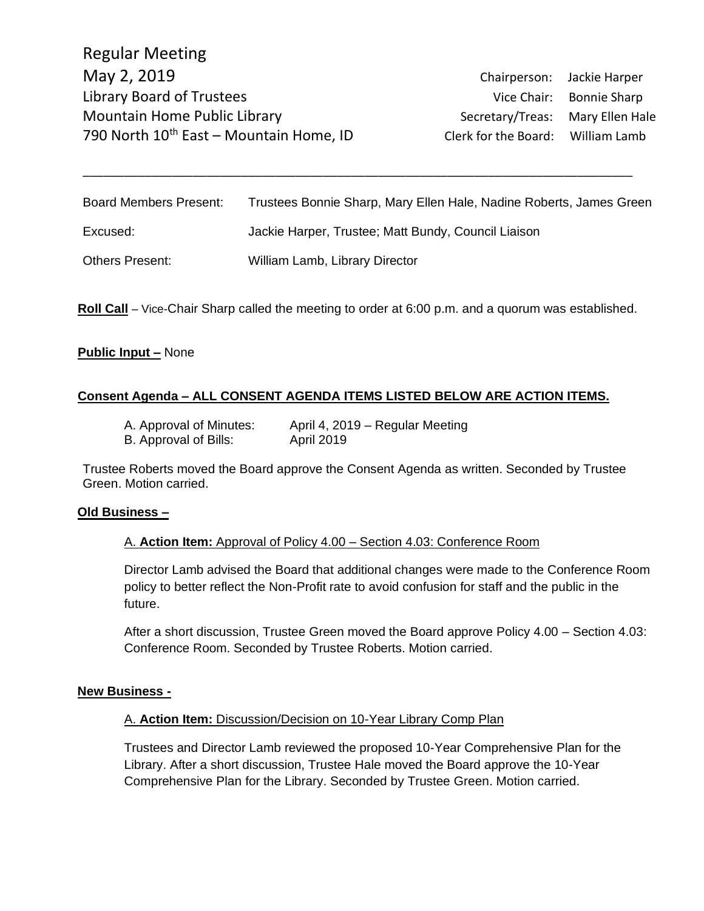Regular Meeting
May 2, 2019
Library Board of Trustees
Mountain Home Public Library
790 North 10th East – Mountain Home, ID

Chairperson: Jackie Harper
Vice Chair: Bonnie Sharp
Secretary/Treas: Mary Ellen Hale
Clerk for the Board: William Lamb

---

| | |
|---|---|
| Board Members Present: | Trustees Bonnie Sharp, Mary Ellen Hale, Nadine Roberts, James Green |
| Excused: | Jackie Harper, Trustee; Matt Bundy, Council Liaison |
| Others Present: | William Lamb, Library Director |

**Roll Call** – Vice-Chair Sharp called the meeting to order at 6:00 p.m. and a quorum was established.

**Public Input –** None

**Consent Agenda – ALL CONSENT AGENDA ITEMS LISTED BELOW ARE ACTION ITEMS.**

A. Approval of Minutes: April 4, 2019 – Regular Meeting
B. Approval of Bills: April 2019

Trustee Roberts moved the Board approve the Consent Agenda as written. Seconded by Trustee Green. Motion carried.

**Old Business –**

A. **Action Item:** Approval of Policy 4.00 – Section 4.03: Conference Room

Director Lamb advised the Board that additional changes were made to the Conference Room policy to better reflect the Non-Profit rate to avoid confusion for staff and the public in the future.

After a short discussion, Trustee Green moved the Board approve Policy 4.00 – Section 4.03: Conference Room. Seconded by Trustee Roberts. Motion carried.

**New Business -**

A. **Action Item:** Discussion/Decision on 10-Year Library Comp Plan

Trustees and Director Lamb reviewed the proposed 10-Year Comprehensive Plan for the Library. After a short discussion, Trustee Hale moved the Board approve the 10-Year Comprehensive Plan for the Library. Seconded by Trustee Green. Motion carried.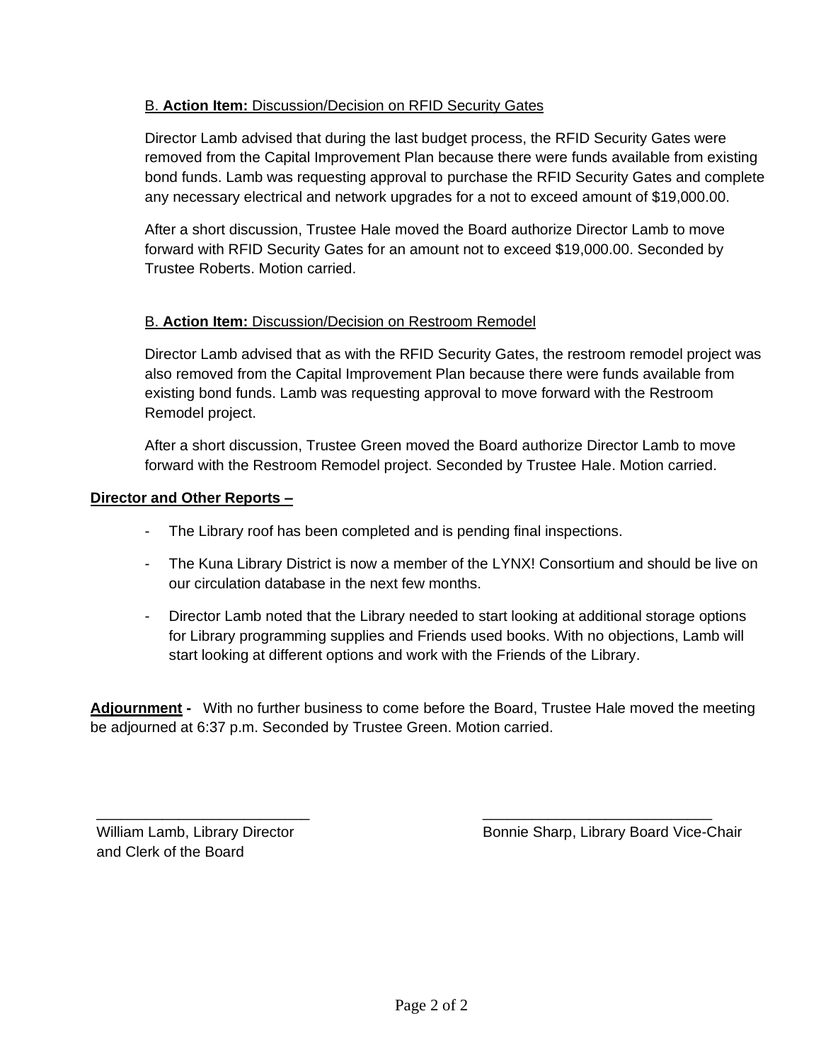B. **Action Item:** Discussion/Decision on RFID Security Gates

Director Lamb advised that during the last budget process, the RFID Security Gates were removed from the Capital Improvement Plan because there were funds available from existing bond funds. Lamb was requesting approval to purchase the RFID Security Gates and complete any necessary electrical and network upgrades for a not to exceed amount of $19,000.00.

After a short discussion, Trustee Hale moved the Board authorize Director Lamb to move forward with RFID Security Gates for an amount not to exceed $19,000.00. Seconded by Trustee Roberts. Motion carried.

B. **Action Item:** Discussion/Decision on Restroom Remodel

Director Lamb advised that as with the RFID Security Gates, the restroom remodel project was also removed from the Capital Improvement Plan because there were funds available from existing bond funds. Lamb was requesting approval to move forward with the Restroom Remodel project.

After a short discussion, Trustee Green moved the Board authorize Director Lamb to move forward with the Restroom Remodel project. Seconded by Trustee Hale. Motion carried.

**Director and Other Reports –**

- The Library roof has been completed and is pending final inspections.
- The Kuna Library District is now a member of the LYNX! Consortium and should be live on our circulation database in the next few months.
- Director Lamb noted that the Library needed to start looking at additional storage options for Library programming supplies and Friends used books. With no objections, Lamb will start looking at different options and work with the Friends of the Library.

**Adjournment -** With no further business to come before the Board, Trustee Hale moved the meeting be adjourned at 6:37 p.m. Seconded by Trustee Green. Motion carried.

\_\_\_\_\_\_\_\_\_\_\_\_\_\_\_\_\_\_\_\_\_\_\_\_\_\_
William Lamb, Library Director
and Clerk of the Board

\_\_\_\_\_\_\_\_\_\_\_\_\_\_\_\_\_\_\_\_\_\_\_\_\_\_
Bonnie Sharp, Library Board Vice-Chair